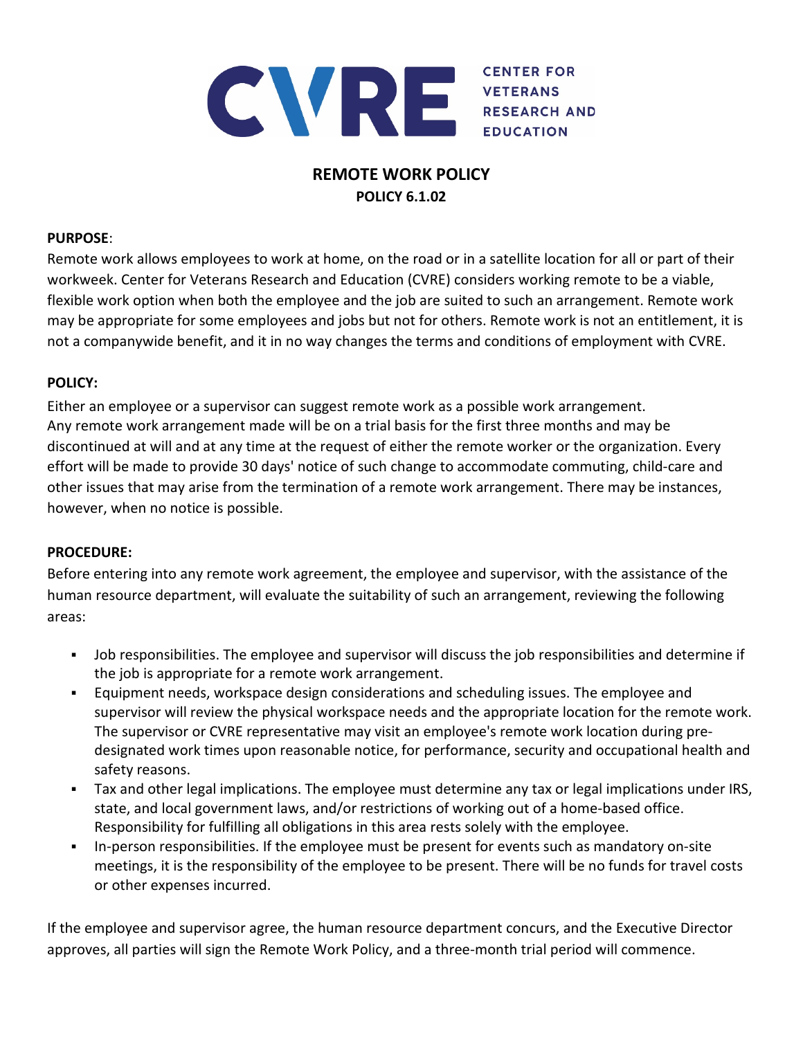CVRE CENTER FOR VETERANS RESEARCH AND EDUCATION

# REMOTE WORK POLICY
## POLICY 6.1.02

**PURPOSE**:
Remote work allows employees to work at home, on the road or in a satellite location for all or part of their workweek. Center for Veterans Research and Education (CVRE) considers working remote to be a viable, flexible work option when both the employee and the job are suited to such an arrangement. Remote work may be appropriate for some employees and jobs but not for others. Remote work is not an entitlement, it is not a companywide benefit, and it in no way changes the terms and conditions of employment with CVRE.

**POLICY:**
Either an employee or a supervisor can suggest remote work as a possible work arrangement. Any remote work arrangement made will be on a trial basis for the first three months and may be discontinued at will and at any time at the request of either the remote worker or the organization. Every effort will be made to provide 30 days' notice of such change to accommodate commuting, child-care and other issues that may arise from the termination of a remote work arrangement. There may be instances, however, when no notice is possible.

**PROCEDURE:**
Before entering into any remote work agreement, the employee and supervisor, with the assistance of the human resource department, will evaluate the suitability of such an arrangement, reviewing the following areas:

- Job responsibilities. The employee and supervisor will discuss the job responsibilities and determine if the job is appropriate for a remote work arrangement.
- Equipment needs, workspace design considerations and scheduling issues. The employee and supervisor will review the physical workspace needs and the appropriate location for the remote work. The supervisor or CVRE representative may visit an employee's remote work location during pre-designated work times upon reasonable notice, for performance, security and occupational health and safety reasons.
- Tax and other legal implications. The employee must determine any tax or legal implications under IRS, state, and local government laws, and/or restrictions of working out of a home-based office. Responsibility for fulfilling all obligations in this area rests solely with the employee.
- In-person responsibilities. If the employee must be present for events such as mandatory on-site meetings, it is the responsibility of the employee to be present. There will be no funds for travel costs or other expenses incurred.

If the employee and supervisor agree, the human resource department concurs, and the Executive Director approves, all parties will sign the Remote Work Policy, and a three-month trial period will commence.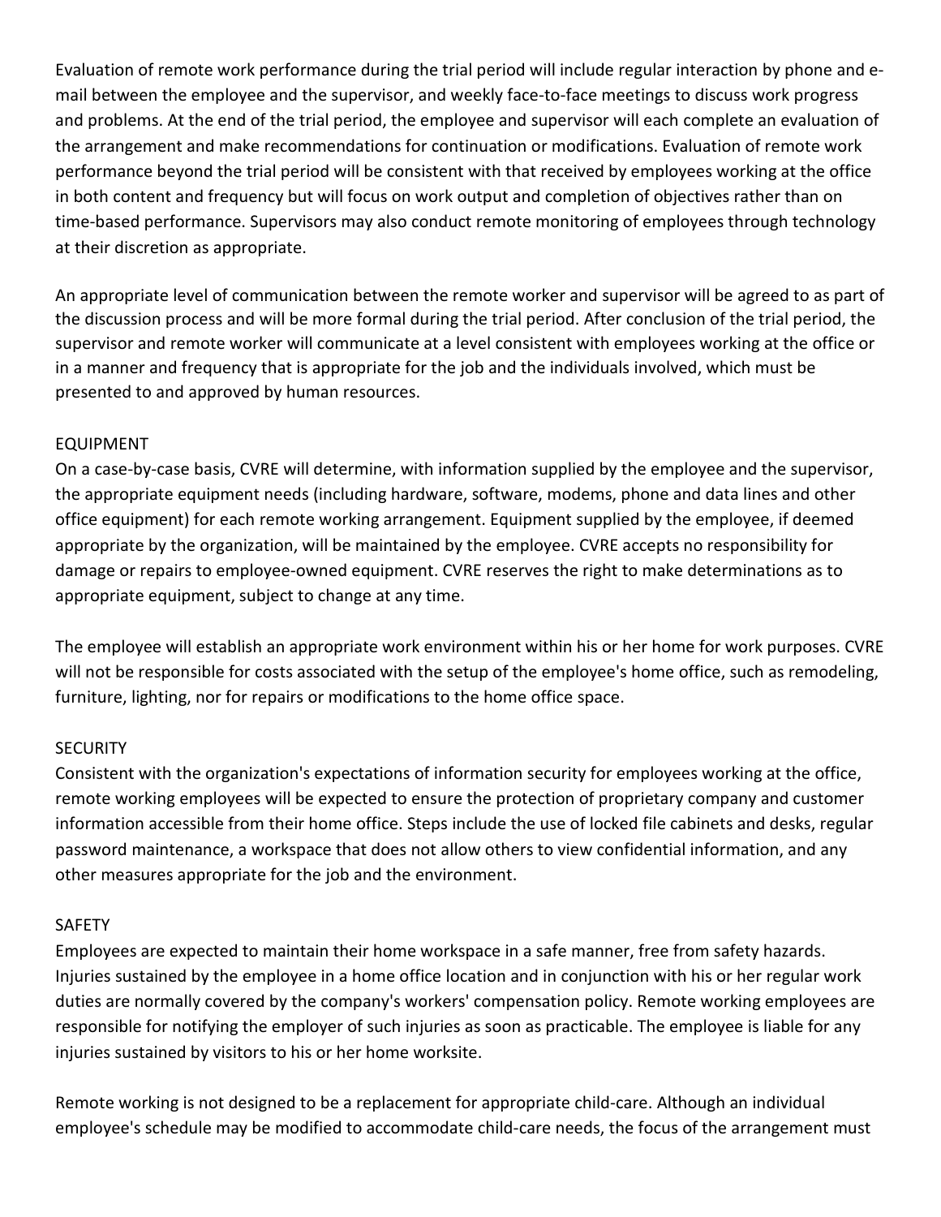Evaluation of remote work performance during the trial period will include regular interaction by phone and e-mail between the employee and the supervisor, and weekly face-to-face meetings to discuss work progress and problems. At the end of the trial period, the employee and supervisor will each complete an evaluation of the arrangement and make recommendations for continuation or modifications. Evaluation of remote work performance beyond the trial period will be consistent with that received by employees working at the office in both content and frequency but will focus on work output and completion of objectives rather than on time-based performance. Supervisors may also conduct remote monitoring of employees through technology at their discretion as appropriate.

An appropriate level of communication between the remote worker and supervisor will be agreed to as part of the discussion process and will be more formal during the trial period. After conclusion of the trial period, the supervisor and remote worker will communicate at a level consistent with employees working at the office or in a manner and frequency that is appropriate for the job and the individuals involved, which must be presented to and approved by human resources.

## EQUIPMENT

On a case-by-case basis, CVRE will determine, with information supplied by the employee and the supervisor, the appropriate equipment needs (including hardware, software, modems, phone and data lines and other office equipment) for each remote working arrangement. Equipment supplied by the employee, if deemed appropriate by the organization, will be maintained by the employee. CVRE accepts no responsibility for damage or repairs to employee-owned equipment. CVRE reserves the right to make determinations as to appropriate equipment, subject to change at any time.

The employee will establish an appropriate work environment within his or her home for work purposes. CVRE will not be responsible for costs associated with the setup of the employee's home office, such as remodeling, furniture, lighting, nor for repairs or modifications to the home office space.

## SECURITY

Consistent with the organization's expectations of information security for employees working at the office, remote working employees will be expected to ensure the protection of proprietary company and customer information accessible from their home office. Steps include the use of locked file cabinets and desks, regular password maintenance, a workspace that does not allow others to view confidential information, and any other measures appropriate for the job and the environment.

## SAFETY

Employees are expected to maintain their home workspace in a safe manner, free from safety hazards. Injuries sustained by the employee in a home office location and in conjunction with his or her regular work duties are normally covered by the company's workers' compensation policy. Remote working employees are responsible for notifying the employer of such injuries as soon as practicable. The employee is liable for any injuries sustained by visitors to his or her home worksite.

Remote working is not designed to be a replacement for appropriate child-care. Although an individual employee's schedule may be modified to accommodate child-care needs, the focus of the arrangement must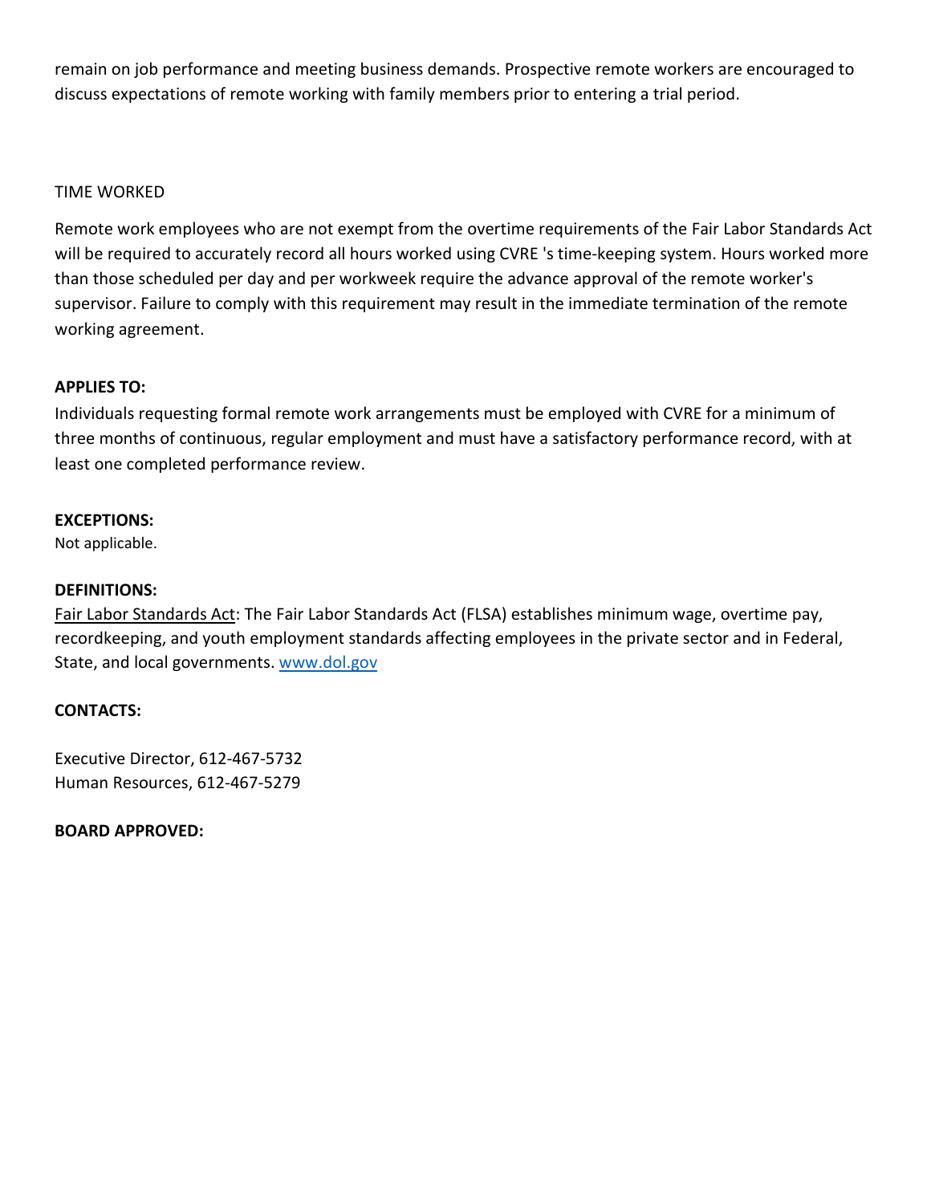remain on job performance and meeting business demands. Prospective remote workers are encouraged to discuss expectations of remote working with family members prior to entering a trial period.

TIME WORKED

Remote work employees who are not exempt from the overtime requirements of the Fair Labor Standards Act will be required to accurately record all hours worked using CVRE 's time-keeping system. Hours worked more than those scheduled per day and per workweek require the advance approval of the remote worker's supervisor. Failure to comply with this requirement may result in the immediate termination of the remote working agreement.

**APPLIES TO:**
Individuals requesting formal remote work arrangements must be employed with CVRE for a minimum of three months of continuous, regular employment and must have a satisfactory performance record, with at least one completed performance review.

**EXCEPTIONS:**
Not applicable.

**DEFINITIONS:**
Fair Labor Standards Act: The Fair Labor Standards Act (FLSA) establishes minimum wage, overtime pay, recordkeeping, and youth employment standards affecting employees in the private sector and in Federal, State, and local governments. [www.dol.gov](http://www.dol.gov)

**CONTACTS:**

Executive Director, 612-467-5732
Human Resources, 612-467-5279

**BOARD APPROVED:**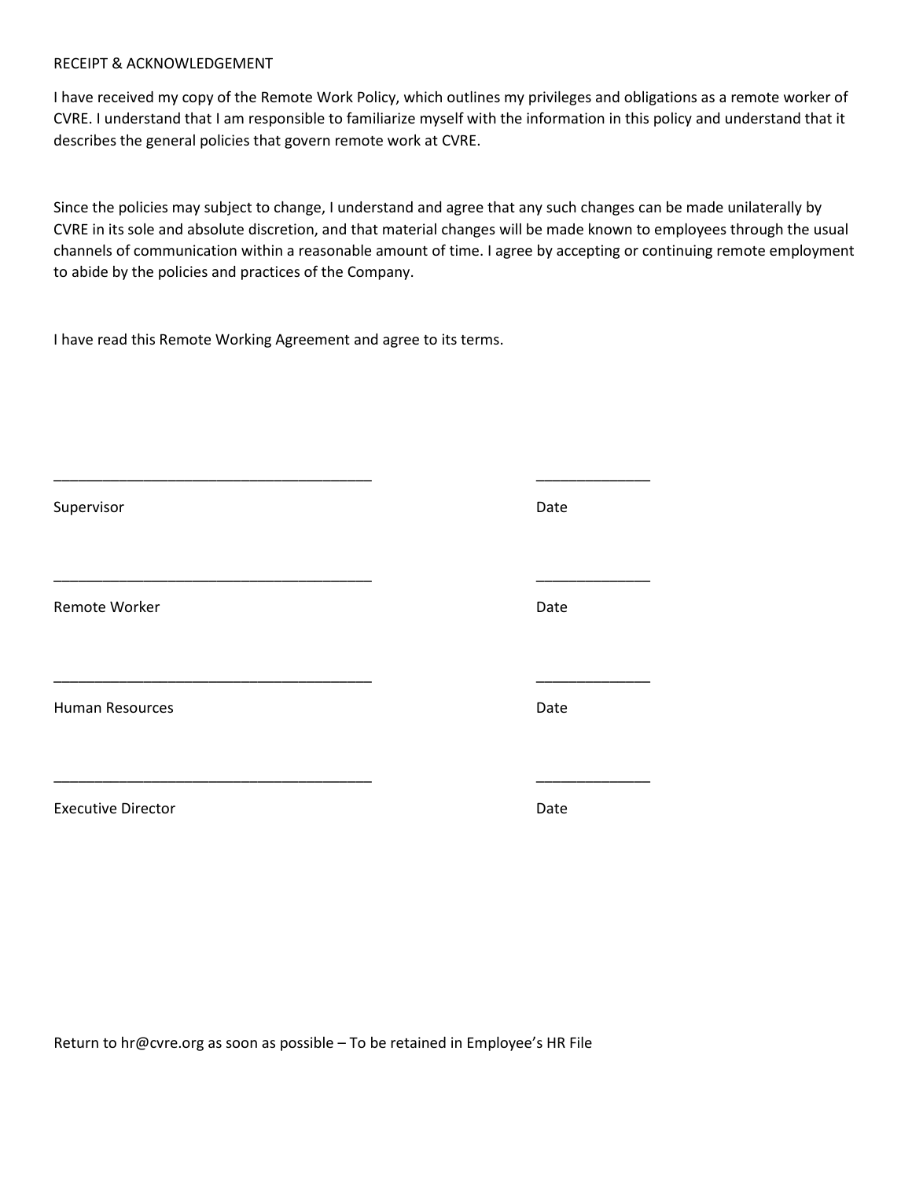RECEIPT & ACKNOWLEDGEMENT

I have received my copy of the Remote Work Policy, which outlines my privileges and obligations as a remote worker of CVRE. I understand that I am responsible to familiarize myself with the information in this policy and understand that it describes the general policies that govern remote work at CVRE.

Since the policies may subject to change, I understand and agree that any such changes can be made unilaterally by CVRE in its sole and absolute discretion, and that material changes will be made known to employees through the usual channels of communication within a reasonable amount of time. I agree by accepting or continuing remote employment to abide by the policies and practices of the Company.

I have read this Remote Working Agreement and agree to its terms.

| | |
|---|---|
| ________________________________________ | ______________ |
| Supervisor | Date |
| ________________________________________ | ______________ |
| Remote Worker | Date |
| ________________________________________ | ______________ |
| Human Resources | Date |
| ________________________________________ | ______________ |
| Executive Director | Date |

Return to hr@cvre.org as soon as possible – To be retained in Employee's HR File